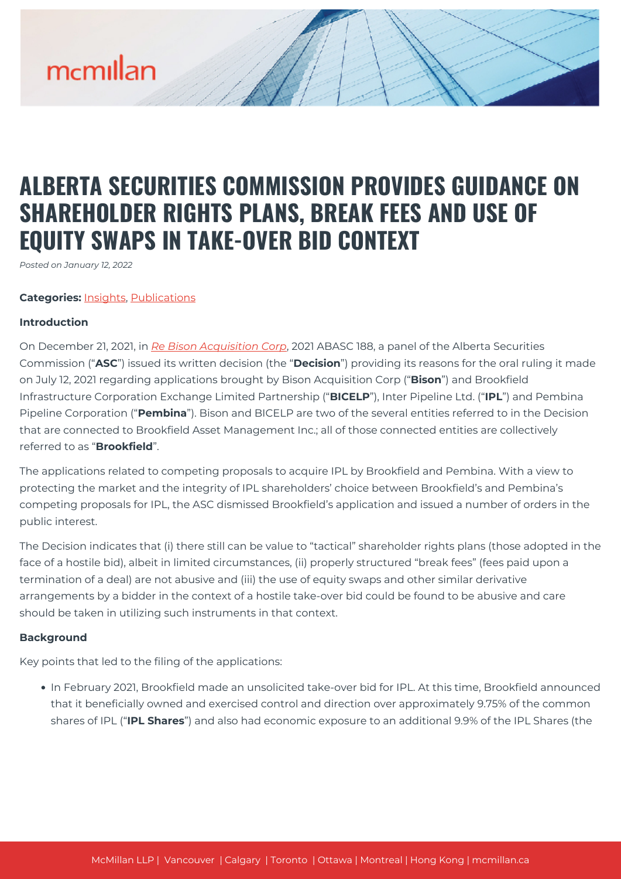# ALBERTA SECURITIES COMMISSION PROVIDES GUIDANCE ON SHAREHOLDER RIGHTS PLANS, BREAK FEES AND USE OF EQUITY SWAPS IN TAKE-OVER BID CONTEXT

*Posted on January 12, 2022*

**Categories:** Insights, Publications

**Introduction**

On December 21, 2021, in *Re Bison Acquisition Corp*, 2021 ABASC 188, a panel of the Alberta Securities Commission ("**ASC**") issued its written decision (the "**Decision**") providing its reasons for the oral ruling it made on July 12, 2021 regarding applications brought by Bison Acquisition Corp ("**Bison**") and Brookfield Infrastructure Corporation Exchange Limited Partnership ("**BICELP**"), Inter Pipeline Ltd. ("**IPL**") and Pembina Pipeline Corporation ("**Pembina**"). Bison and BICELP are two of the several entities referred to in the Decision that are connected to Brookfield Asset Management Inc.; all of those connected entities are collectively referred to as "**Brookfield**".

The applications related to competing proposals to acquire IPL by Brookfield and Pembina. With a view to protecting the market and the integrity of IPL shareholders' choice between Brookfield's and Pembina's competing proposals for IPL, the ASC dismissed Brookfield's application and issued a number of orders in the public interest.

The Decision indicates that (i) there still can be value to "tactical" shareholder rights plans (those adopted in the face of a hostile bid), albeit in limited circumstances, (ii) properly structured "break fees" (fees paid upon a termination of a deal) are not abusive and (iii) the use of equity swaps and other similar derivative arrangements by a bidder in the context of a hostile take-over bid could be found to be abusive and care should be taken in utilizing such instruments in that context.

**Background**

Key points that led to the filing of the applications:

- In February 2021, Brookfield made an unsolicited take-over bid for IPL. At this time, Brookfield announced that it beneficially owned and exercised control and direction over approximately 9.75% of the common shares of IPL ("**IPL Shares**") and also had economic exposure to an additional 9.9% of the IPL Shares (the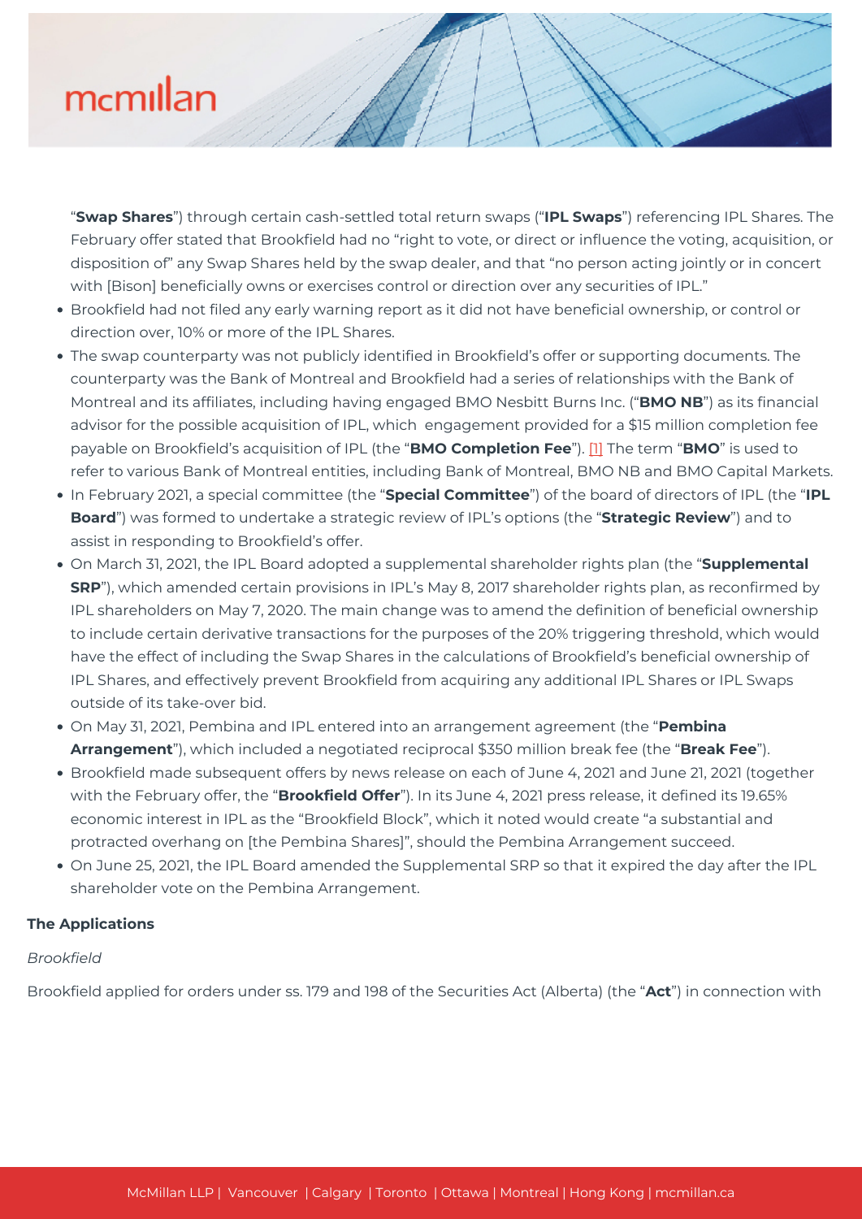"**Swap Shares**") through certain cash-settled total return swaps ("**IPL Swaps**") referencing IPL Shares. The February offer stated that Brookfield had no "right to vote, or direct or influence the voting, acquisition, or disposition of" any Swap Shares held by the swap dealer, and that "no person acting jointly or in concert with [Bison] beneficially owns or exercises control or direction over any securities of IPL."

- Brookfield had not filed any early warning report as it did not have beneficial ownership, or control or direction over, 10% or more of the IPL Shares.
- The swap counterparty was not publicly identified in Brookfield's offer or supporting documents. The counterparty was the Bank of Montreal and Brookfield had a series of relationships with the Bank of Montreal and its affiliates, including having engaged BMO Nesbitt Burns Inc. ("**BMO NB**") as its financial advisor for the possible acquisition of IPL, which engagement provided for a $15 million completion fee payable on Brookfield's acquisition of IPL (the "**BMO Completion Fee**"). [1] The term "**BMO**" is used to refer to various Bank of Montreal entities, including Bank of Montreal, BMO NB and BMO Capital Markets.
- In February 2021, a special committee (the "**Special Committee**") of the board of directors of IPL (the "**IPL Board**") was formed to undertake a strategic review of IPL's options (the "**Strategic Review**") and to assist in responding to Brookfield's offer.
- On March 31, 2021, the IPL Board adopted a supplemental shareholder rights plan (the "**Supplemental SRP**"), which amended certain provisions in IPL's May 8, 2017 shareholder rights plan, as reconfirmed by IPL shareholders on May 7, 2020. The main change was to amend the definition of beneficial ownership to include certain derivative transactions for the purposes of the 20% triggering threshold, which would have the effect of including the Swap Shares in the calculations of Brookfield's beneficial ownership of IPL Shares, and effectively prevent Brookfield from acquiring any additional IPL Shares or IPL Swaps outside of its take-over bid.
- On May 31, 2021, Pembina and IPL entered into an arrangement agreement (the "**Pembina Arrangement**"), which included a negotiated reciprocal $350 million break fee (the "**Break Fee**").
- Brookfield made subsequent offers by news release on each of June 4, 2021 and June 21, 2021 (together with the February offer, the "**Brookfield Offer**"). In its June 4, 2021 press release, it defined its 19.65% economic interest in IPL as the "Brookfield Block", which it noted would create "a substantial and protracted overhang on [the Pembina Shares]", should the Pembina Arrangement succeed.
- On June 25, 2021, the IPL Board amended the Supplemental SRP so that it expired the day after the IPL shareholder vote on the Pembina Arrangement.

**The Applications**

*Brookfield*

Brookfield applied for orders under ss. 179 and 198 of the Securities Act (Alberta) (the "**Act**") in connection with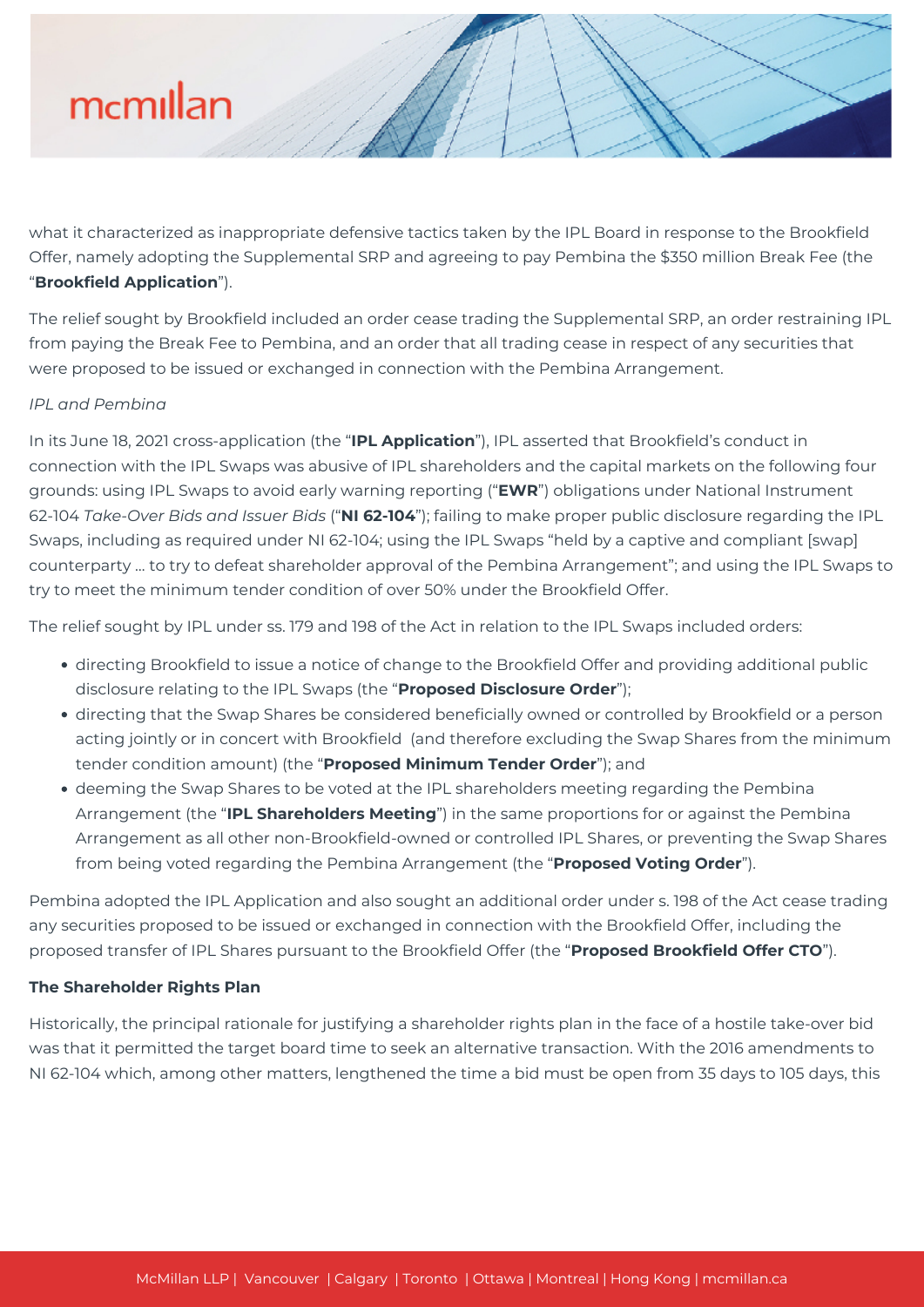what it characterized as inappropriate defensive tactics taken by the IPL Board in response to the Brookfield Offer, namely adopting the Supplemental SRP and agreeing to pay Pembina the $350 million Break Fee (the "**Brookfield Application**").

The relief sought by Brookfield included an order cease trading the Supplemental SRP, an order restraining IPL from paying the Break Fee to Pembina, and an order that all trading cease in respect of any securities that were proposed to be issued or exchanged in connection with the Pembina Arrangement.

*IPL and Pembina*

In its June 18, 2021 cross-application (the "**IPL Application**"), IPL asserted that Brookfield's conduct in connection with the IPL Swaps was abusive of IPL shareholders and the capital markets on the following four grounds: using IPL Swaps to avoid early warning reporting ("**EWR**") obligations under National Instrument 62-104 *Take-Over Bids and Issuer Bids* ("**NI 62-104**"); failing to make proper public disclosure regarding the IPL Swaps, including as required under NI 62-104; using the IPL Swaps "held by a captive and compliant [swap] counterparty … to try to defeat shareholder approval of the Pembina Arrangement"; and using the IPL Swaps to try to meet the minimum tender condition of over 50% under the Brookfield Offer.

The relief sought by IPL under ss. 179 and 198 of the Act in relation to the IPL Swaps included orders:

- directing Brookfield to issue a notice of change to the Brookfield Offer and providing additional public disclosure relating to the IPL Swaps (the "**Proposed Disclosure Order**");
- directing that the Swap Shares be considered beneficially owned or controlled by Brookfield or a person acting jointly or in concert with Brookfield (and therefore excluding the Swap Shares from the minimum tender condition amount) (the "**Proposed Minimum Tender Order**"); and
- deeming the Swap Shares to be voted at the IPL shareholders meeting regarding the Pembina Arrangement (the "**IPL Shareholders Meeting**") in the same proportions for or against the Pembina Arrangement as all other non-Brookfield-owned or controlled IPL Shares, or preventing the Swap Shares from being voted regarding the Pembina Arrangement (the "**Proposed Voting Order**").

Pembina adopted the IPL Application and also sought an additional order under s. 198 of the Act cease trading any securities proposed to be issued or exchanged in connection with the Brookfield Offer, including the proposed transfer of IPL Shares pursuant to the Brookfield Offer (the "**Proposed Brookfield Offer CTO**").

**The Shareholder Rights Plan**

Historically, the principal rationale for justifying a shareholder rights plan in the face of a hostile take-over bid was that it permitted the target board time to seek an alternative transaction. With the 2016 amendments to NI 62-104 which, among other matters, lengthened the time a bid must be open from 35 days to 105 days, this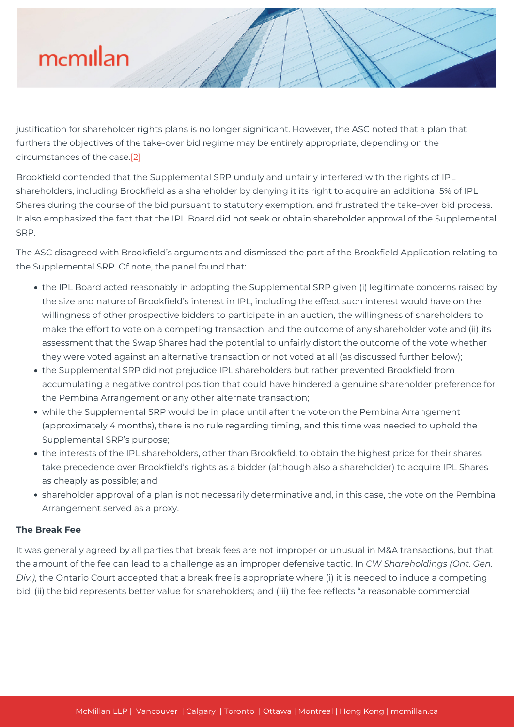justification for shareholder rights plans is no longer significant. However, the ASC noted that a plan that furthers the objectives of the take-over bid regime may be entirely appropriate, depending on the circumstances of the case.[2]

Brookfield contended that the Supplemental SRP unduly and unfairly interfered with the rights of IPL shareholders, including Brookfield as a shareholder by denying it its right to acquire an additional 5% of IPL Shares during the course of the bid pursuant to statutory exemption, and frustrated the take-over bid process. It also emphasized the fact that the IPL Board did not seek or obtain shareholder approval of the Supplemental SRP.

The ASC disagreed with Brookfield's arguments and dismissed the part of the Brookfield Application relating to the Supplemental SRP. Of note, the panel found that:

- the IPL Board acted reasonably in adopting the Supplemental SRP given (i) legitimate concerns raised by the size and nature of Brookfield's interest in IPL, including the effect such interest would have on the willingness of other prospective bidders to participate in an auction, the willingness of shareholders to make the effort to vote on a competing transaction, and the outcome of any shareholder vote and (ii) its assessment that the Swap Shares had the potential to unfairly distort the outcome of the vote whether they were voted against an alternative transaction or not voted at all (as discussed further below);
- the Supplemental SRP did not prejudice IPL shareholders but rather prevented Brookfield from accumulating a negative control position that could have hindered a genuine shareholder preference for the Pembina Arrangement or any other alternate transaction;
- while the Supplemental SRP would be in place until after the vote on the Pembina Arrangement (approximately 4 months), there is no rule regarding timing, and this time was needed to uphold the Supplemental SRP's purpose;
- the interests of the IPL shareholders, other than Brookfield, to obtain the highest price for their shares take precedence over Brookfield's rights as a bidder (although also a shareholder) to acquire IPL Shares as cheaply as possible; and
- shareholder approval of a plan is not necessarily determinative and, in this case, the vote on the Pembina Arrangement served as a proxy.

**The Break Fee**

It was generally agreed by all parties that break fees are not improper or unusual in M&A transactions, but that the amount of the fee can lead to a challenge as an improper defensive tactic. In *CW Shareholdings (Ont. Gen. Div.)*, the Ontario Court accepted that a break free is appropriate where (i) it is needed to induce a competing bid; (ii) the bid represents better value for shareholders; and (iii) the fee reflects "a reasonable commercial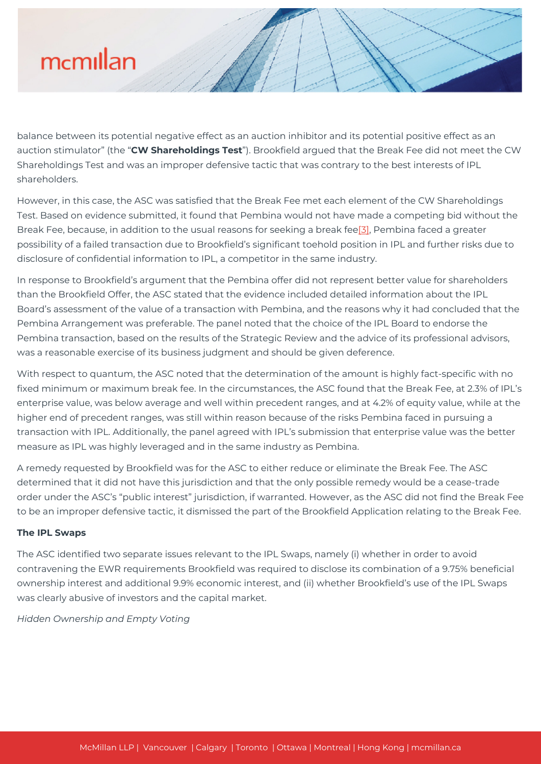balance between its potential negative effect as an auction inhibitor and its potential positive effect as an auction stimulator" (the "**CW Shareholdings Test**"). Brookfield argued that the Break Fee did not meet the CW Shareholdings Test and was an improper defensive tactic that was contrary to the best interests of IPL shareholders.

However, in this case, the ASC was satisfied that the Break Fee met each element of the CW Shareholdings Test. Based on evidence submitted, it found that Pembina would not have made a competing bid without the Break Fee, because, in addition to the usual reasons for seeking a break fee[3], Pembina faced a greater possibility of a failed transaction due to Brookfield's significant toehold position in IPL and further risks due to disclosure of confidential information to IPL, a competitor in the same industry.

In response to Brookfield's argument that the Pembina offer did not represent better value for shareholders than the Brookfield Offer, the ASC stated that the evidence included detailed information about the IPL Board's assessment of the value of a transaction with Pembina, and the reasons why it had concluded that the Pembina Arrangement was preferable. The panel noted that the choice of the IPL Board to endorse the Pembina transaction, based on the results of the Strategic Review and the advice of its professional advisors, was a reasonable exercise of its business judgment and should be given deference.

With respect to quantum, the ASC noted that the determination of the amount is highly fact-specific with no fixed minimum or maximum break fee. In the circumstances, the ASC found that the Break Fee, at 2.3% of IPL's enterprise value, was below average and well within precedent ranges, and at 4.2% of equity value, while at the higher end of precedent ranges, was still within reason because of the risks Pembina faced in pursuing a transaction with IPL. Additionally, the panel agreed with IPL's submission that enterprise value was the better measure as IPL was highly leveraged and in the same industry as Pembina.

A remedy requested by Brookfield was for the ASC to either reduce or eliminate the Break Fee. The ASC determined that it did not have this jurisdiction and that the only possible remedy would be a cease-trade order under the ASC's "public interest" jurisdiction, if warranted. However, as the ASC did not find the Break Fee to be an improper defensive tactic, it dismissed the part of the Brookfield Application relating to the Break Fee.

**The IPL Swaps**

The ASC identified two separate issues relevant to the IPL Swaps, namely (i) whether in order to avoid contravening the EWR requirements Brookfield was required to disclose its combination of a 9.75% beneficial ownership interest and additional 9.9% economic interest, and (ii) whether Brookfield's use of the IPL Swaps was clearly abusive of investors and the capital market.

*Hidden Ownership and Empty Voting*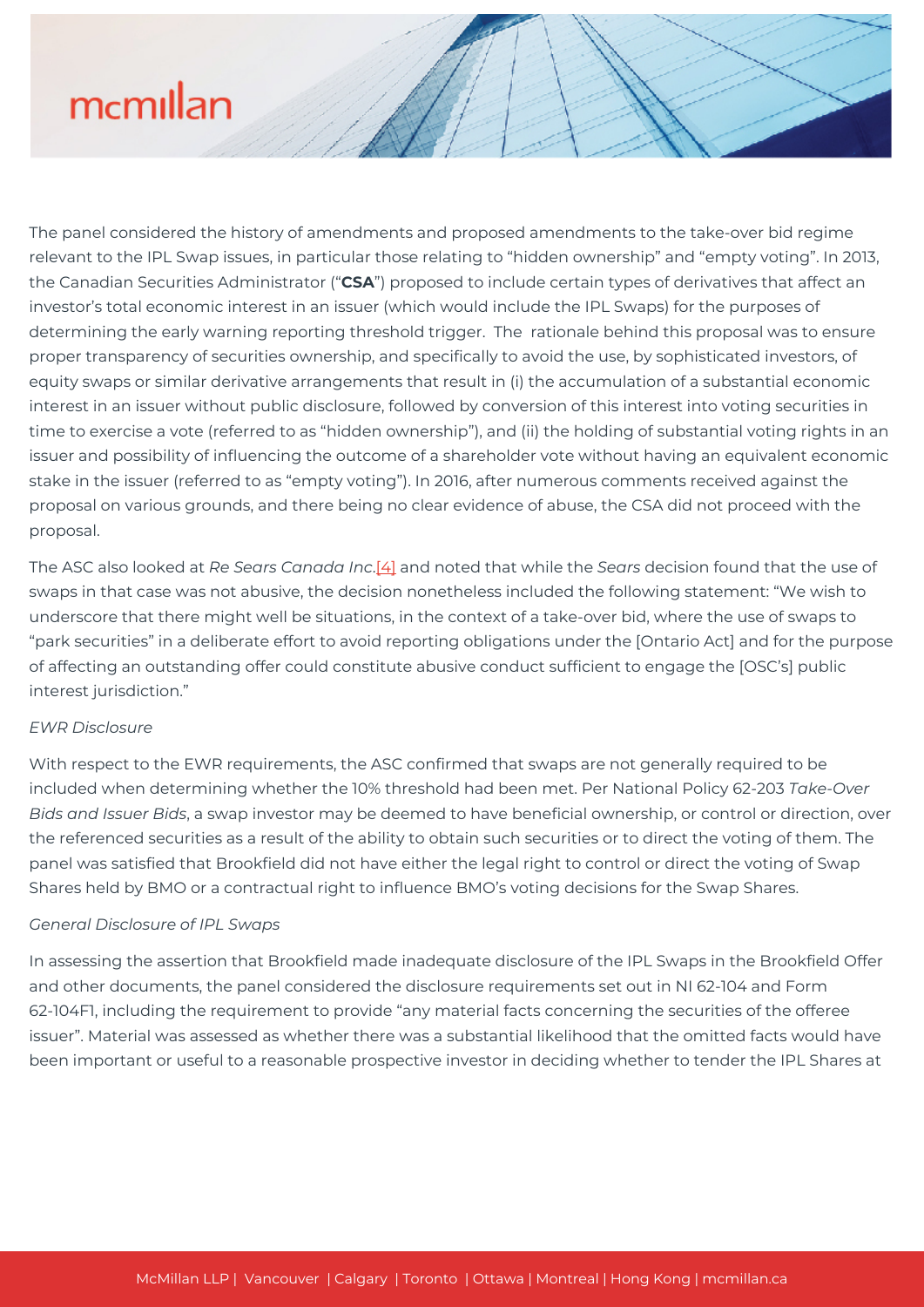The panel considered the history of amendments and proposed amendments to the take-over bid regime relevant to the IPL Swap issues, in particular those relating to "hidden ownership" and "empty voting". In 2013, the Canadian Securities Administrator ("**CSA**") proposed to include certain types of derivatives that affect an investor's total economic interest in an issuer (which would include the IPL Swaps) for the purposes of determining the early warning reporting threshold trigger. The rationale behind this proposal was to ensure proper transparency of securities ownership, and specifically to avoid the use, by sophisticated investors, of equity swaps or similar derivative arrangements that result in (i) the accumulation of a substantial economic interest in an issuer without public disclosure, followed by conversion of this interest into voting securities in time to exercise a vote (referred to as "hidden ownership"), and (ii) the holding of substantial voting rights in an issuer and possibility of influencing the outcome of a shareholder vote without having an equivalent economic stake in the issuer (referred to as "empty voting"). In 2016, after numerous comments received against the proposal on various grounds, and there being no clear evidence of abuse, the CSA did not proceed with the proposal.

The ASC also looked at *Re Sears Canada Inc*.[4] and noted that while the *Sears* decision found that the use of swaps in that case was not abusive, the decision nonetheless included the following statement: "We wish to underscore that there might well be situations, in the context of a take-over bid, where the use of swaps to "park securities" in a deliberate effort to avoid reporting obligations under the [Ontario Act] and for the purpose of affecting an outstanding offer could constitute abusive conduct sufficient to engage the [OSC's] public interest jurisdiction."

*EWR Disclosure*

With respect to the EWR requirements, the ASC confirmed that swaps are not generally required to be included when determining whether the 10% threshold had been met. Per National Policy 62-203 *Take-Over Bids and Issuer Bids*, a swap investor may be deemed to have beneficial ownership, or control or direction, over the referenced securities as a result of the ability to obtain such securities or to direct the voting of them. The panel was satisfied that Brookfield did not have either the legal right to control or direct the voting of Swap Shares held by BMO or a contractual right to influence BMO's voting decisions for the Swap Shares.

*General Disclosure of IPL Swaps*

In assessing the assertion that Brookfield made inadequate disclosure of the IPL Swaps in the Brookfield Offer and other documents, the panel considered the disclosure requirements set out in NI 62-104 and Form 62-104F1, including the requirement to provide "any material facts concerning the securities of the offeree issuer". Material was assessed as whether there was a substantial likelihood that the omitted facts would have been important or useful to a reasonable prospective investor in deciding whether to tender the IPL Shares at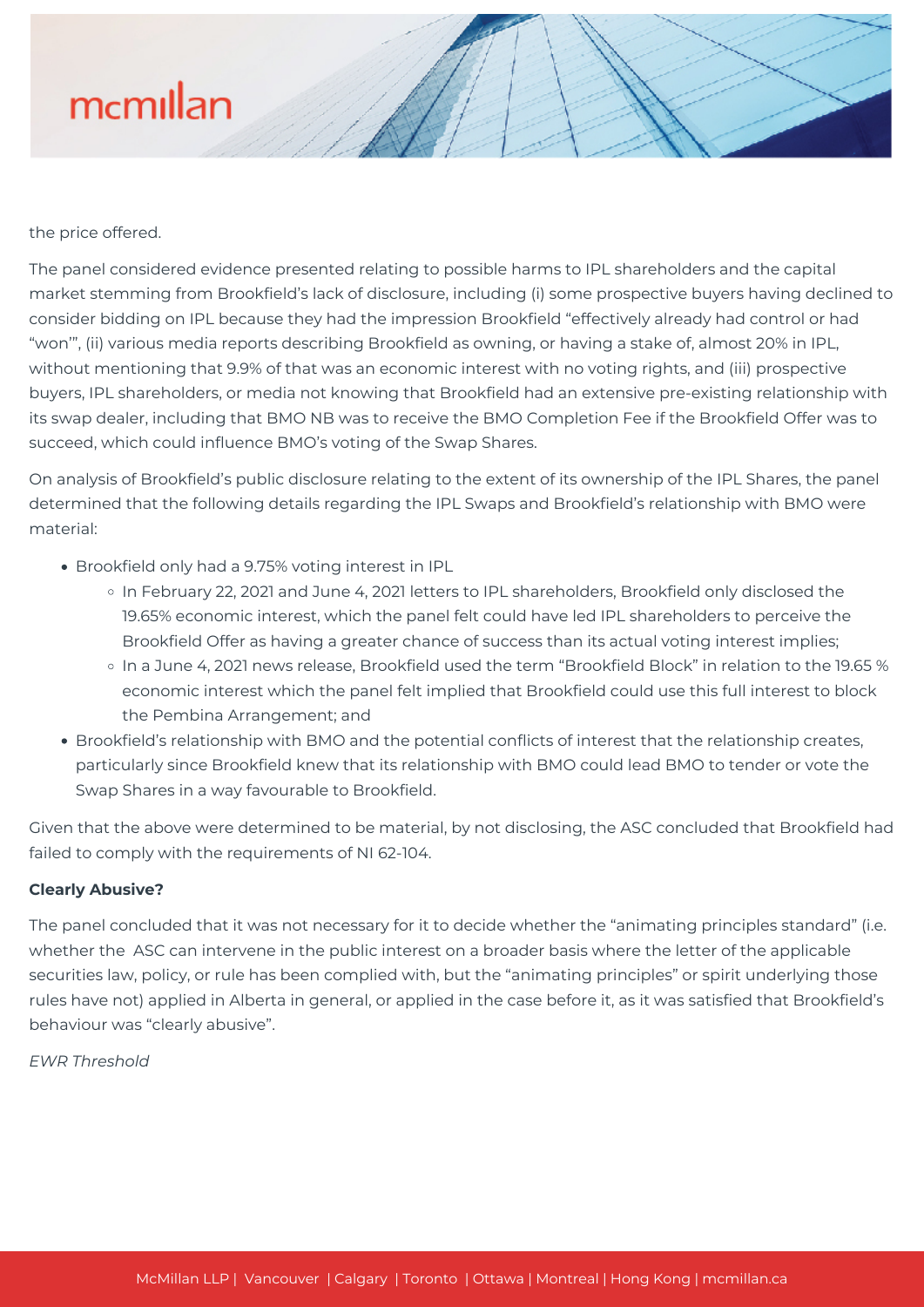the price offered.

The panel considered evidence presented relating to possible harms to IPL shareholders and the capital market stemming from Brookfield's lack of disclosure, including (i) some prospective buyers having declined to consider bidding on IPL because they had the impression Brookfield "effectively already had control or had "won'", (ii) various media reports describing Brookfield as owning, or having a stake of, almost 20% in IPL, without mentioning that 9.9% of that was an economic interest with no voting rights, and (iii) prospective buyers, IPL shareholders, or media not knowing that Brookfield had an extensive pre-existing relationship with its swap dealer, including that BMO NB was to receive the BMO Completion Fee if the Brookfield Offer was to succeed, which could influence BMO's voting of the Swap Shares.

On analysis of Brookfield's public disclosure relating to the extent of its ownership of the IPL Shares, the panel determined that the following details regarding the IPL Swaps and Brookfield's relationship with BMO were material:

- Brookfield only had a 9.75% voting interest in IPL
  - In February 22, 2021 and June 4, 2021 letters to IPL shareholders, Brookfield only disclosed the 19.65% economic interest, which the panel felt could have led IPL shareholders to perceive the Brookfield Offer as having a greater chance of success than its actual voting interest implies;
  - In a June 4, 2021 news release, Brookfield used the term "Brookfield Block" in relation to the 19.65 % economic interest which the panel felt implied that Brookfield could use this full interest to block the Pembina Arrangement; and
- Brookfield's relationship with BMO and the potential conflicts of interest that the relationship creates, particularly since Brookfield knew that its relationship with BMO could lead BMO to tender or vote the Swap Shares in a way favourable to Brookfield.

Given that the above were determined to be material, by not disclosing, the ASC concluded that Brookfield had failed to comply with the requirements of NI 62-104.

**Clearly Abusive?**

The panel concluded that it was not necessary for it to decide whether the "animating principles standard" (i.e. whether the ASC can intervene in the public interest on a broader basis where the letter of the applicable securities law, policy, or rule has been complied with, but the "animating principles" or spirit underlying those rules have not) applied in Alberta in general, or applied in the case before it, as it was satisfied that Brookfield's behaviour was "clearly abusive".

*EWR Threshold*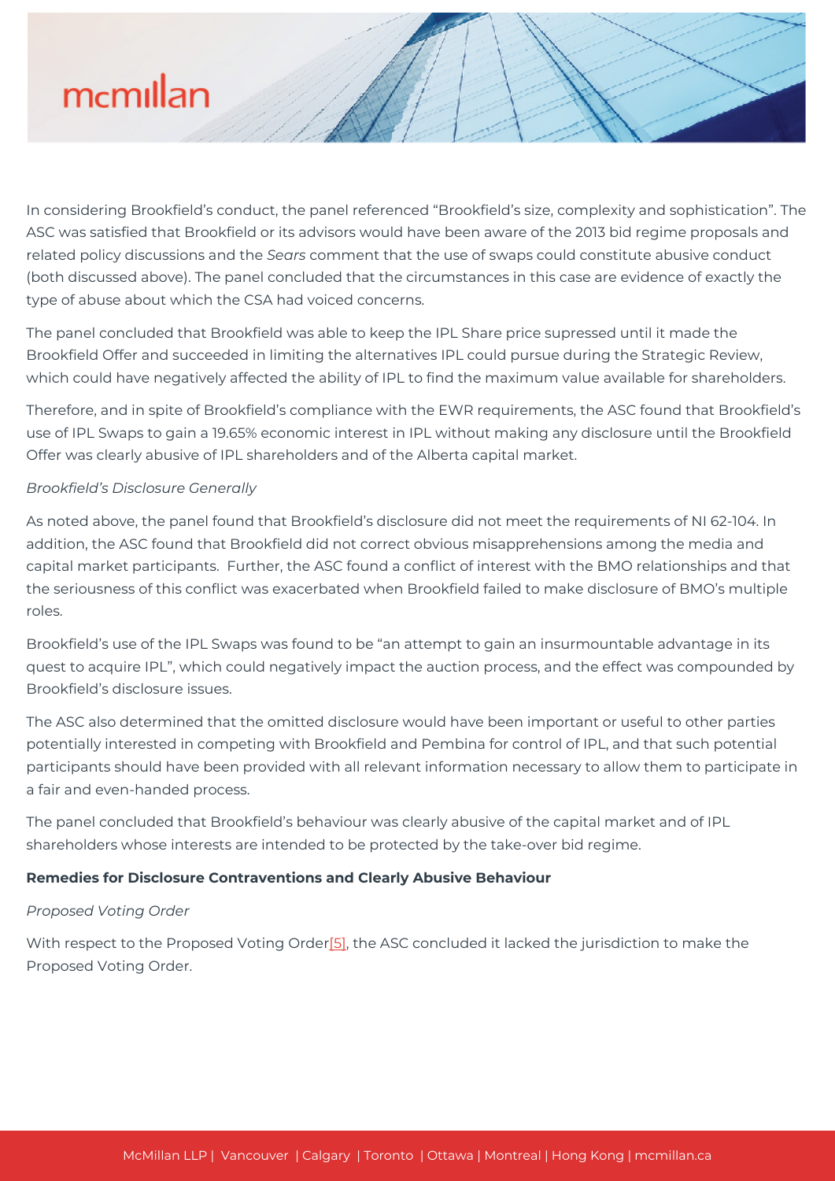In considering Brookfield's conduct, the panel referenced "Brookfield's size, complexity and sophistication". The ASC was satisfied that Brookfield or its advisors would have been aware of the 2013 bid regime proposals and related policy discussions and the *Sears* comment that the use of swaps could constitute abusive conduct (both discussed above). The panel concluded that the circumstances in this case are evidence of exactly the type of abuse about which the CSA had voiced concerns.

The panel concluded that Brookfield was able to keep the IPL Share price supressed until it made the Brookfield Offer and succeeded in limiting the alternatives IPL could pursue during the Strategic Review, which could have negatively affected the ability of IPL to find the maximum value available for shareholders.

Therefore, and in spite of Brookfield's compliance with the EWR requirements, the ASC found that Brookfield's use of IPL Swaps to gain a 19.65% economic interest in IPL without making any disclosure until the Brookfield Offer was clearly abusive of IPL shareholders and of the Alberta capital market.

*Brookfield's Disclosure Generally*

As noted above, the panel found that Brookfield's disclosure did not meet the requirements of NI 62-104. In addition, the ASC found that Brookfield did not correct obvious misapprehensions among the media and capital market participants. Further, the ASC found a conflict of interest with the BMO relationships and that the seriousness of this conflict was exacerbated when Brookfield failed to make disclosure of BMO's multiple roles.

Brookfield's use of the IPL Swaps was found to be "an attempt to gain an insurmountable advantage in its quest to acquire IPL", which could negatively impact the auction process, and the effect was compounded by Brookfield's disclosure issues.

The ASC also determined that the omitted disclosure would have been important or useful to other parties potentially interested in competing with Brookfield and Pembina for control of IPL, and that such potential participants should have been provided with all relevant information necessary to allow them to participate in a fair and even-handed process.

The panel concluded that Brookfield's behaviour was clearly abusive of the capital market and of IPL shareholders whose interests are intended to be protected by the take-over bid regime.

**Remedies for Disclosure Contraventions and Clearly Abusive Behaviour**

*Proposed Voting Order*

With respect to the Proposed Voting Order[5], the ASC concluded it lacked the jurisdiction to make the Proposed Voting Order.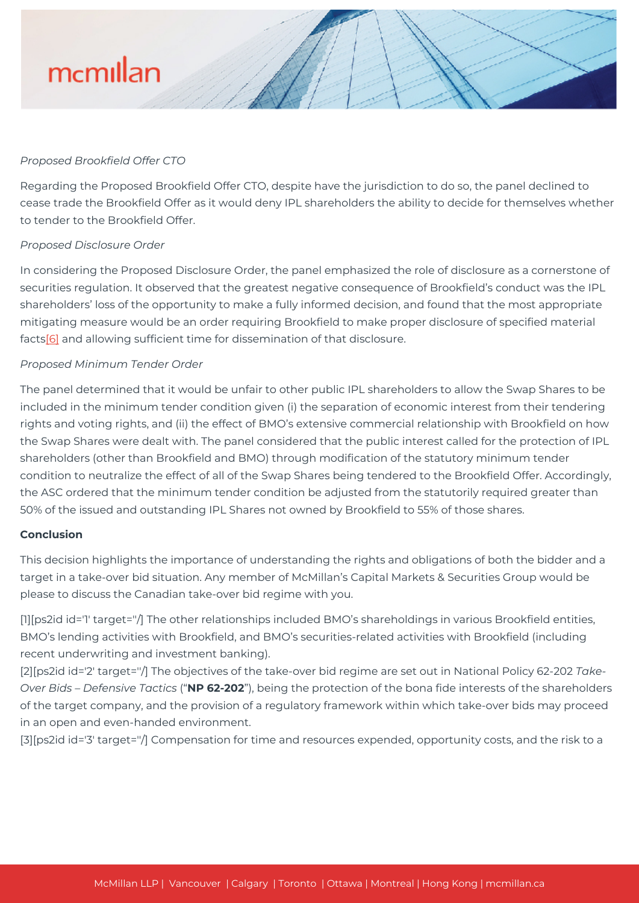*Proposed Brookfield Offer CTO*

Regarding the Proposed Brookfield Offer CTO, despite have the jurisdiction to do so, the panel declined to cease trade the Brookfield Offer as it would deny IPL shareholders the ability to decide for themselves whether to tender to the Brookfield Offer.

*Proposed Disclosure Order*

In considering the Proposed Disclosure Order, the panel emphasized the role of disclosure as a cornerstone of securities regulation. It observed that the greatest negative consequence of Brookfield's conduct was the IPL shareholders' loss of the opportunity to make a fully informed decision, and found that the most appropriate mitigating measure would be an order requiring Brookfield to make proper disclosure of specified material facts[6] and allowing sufficient time for dissemination of that disclosure.

*Proposed Minimum Tender Order*

The panel determined that it would be unfair to other public IPL shareholders to allow the Swap Shares to be included in the minimum tender condition given (i) the separation of economic interest from their tendering rights and voting rights, and (ii) the effect of BMO's extensive commercial relationship with Brookfield on how the Swap Shares were dealt with. The panel considered that the public interest called for the protection of IPL shareholders (other than Brookfield and BMO) through modification of the statutory minimum tender condition to neutralize the effect of all of the Swap Shares being tendered to the Brookfield Offer. Accordingly, the ASC ordered that the minimum tender condition be adjusted from the statutorily required greater than 50% of the issued and outstanding IPL Shares not owned by Brookfield to 55% of those shares.

**Conclusion**

This decision highlights the importance of understanding the rights and obligations of both the bidder and a target in a take-over bid situation. Any member of McMillan's Capital Markets & Securities Group would be please to discuss the Canadian take-over bid regime with you.

[1][ps2id id='1' target=''/] The other relationships included BMO's shareholdings in various Brookfield entities, BMO's lending activities with Brookfield, and BMO's securities-related activities with Brookfield (including recent underwriting and investment banking).

[2][ps2id id='2' target=''/] The objectives of the take-over bid regime are set out in National Policy 62-202 *Take-Over Bids – Defensive Tactics* ("**NP 62-202**"), being the protection of the bona fide interests of the shareholders of the target company, and the provision of a regulatory framework within which take-over bids may proceed in an open and even-handed environment.

[3][ps2id id='3' target=''/] Compensation for time and resources expended, opportunity costs, and the risk to a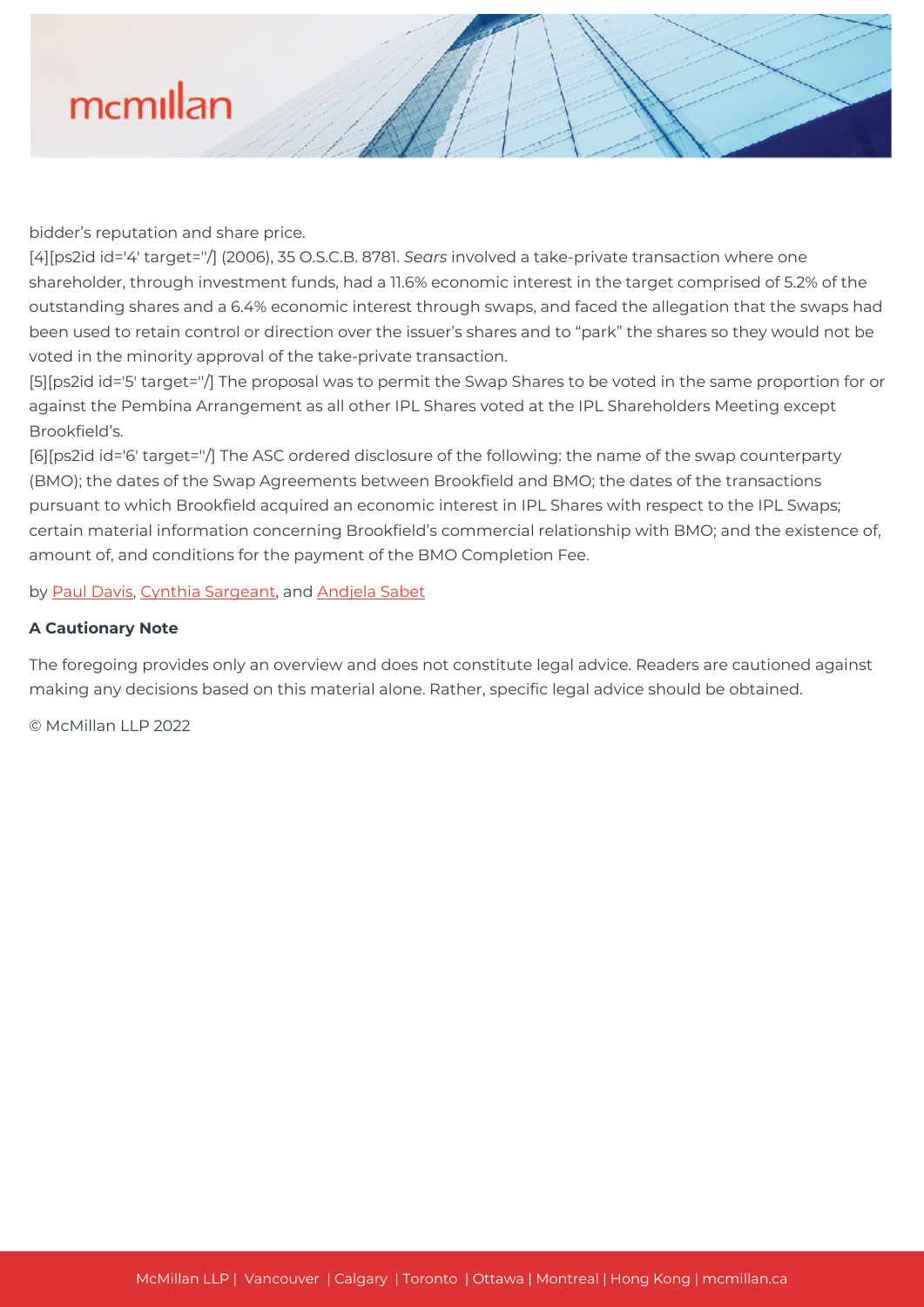bidder's reputation and share price.

[4][ps2id id='4' target=''/] (2006), 35 O.S.C.B. 8781. *Sears* involved a take-private transaction where one shareholder, through investment funds, had a 11.6% economic interest in the target comprised of 5.2% of the outstanding shares and a 6.4% economic interest through swaps, and faced the allegation that the swaps had been used to retain control or direction over the issuer's shares and to "park" the shares so they would not be voted in the minority approval of the take-private transaction.

[5][ps2id id='5' target=''/] The proposal was to permit the Swap Shares to be voted in the same proportion for or against the Pembina Arrangement as all other IPL Shares voted at the IPL Shareholders Meeting except Brookfield's.

[6][ps2id id='6' target=''/] The ASC ordered disclosure of the following: the name of the swap counterparty (BMO); the dates of the Swap Agreements between Brookfield and BMO; the dates of the transactions pursuant to which Brookfield acquired an economic interest in IPL Shares with respect to the IPL Swaps; certain material information concerning Brookfield's commercial relationship with BMO; and the existence of, amount of, and conditions for the payment of the BMO Completion Fee.

by Paul Davis, Cynthia Sargeant, and Andjela Sabet

**A Cautionary Note**

The foregoing provides only an overview and does not constitute legal advice. Readers are cautioned against making any decisions based on this material alone. Rather, specific legal advice should be obtained.

© McMillan LLP 2022